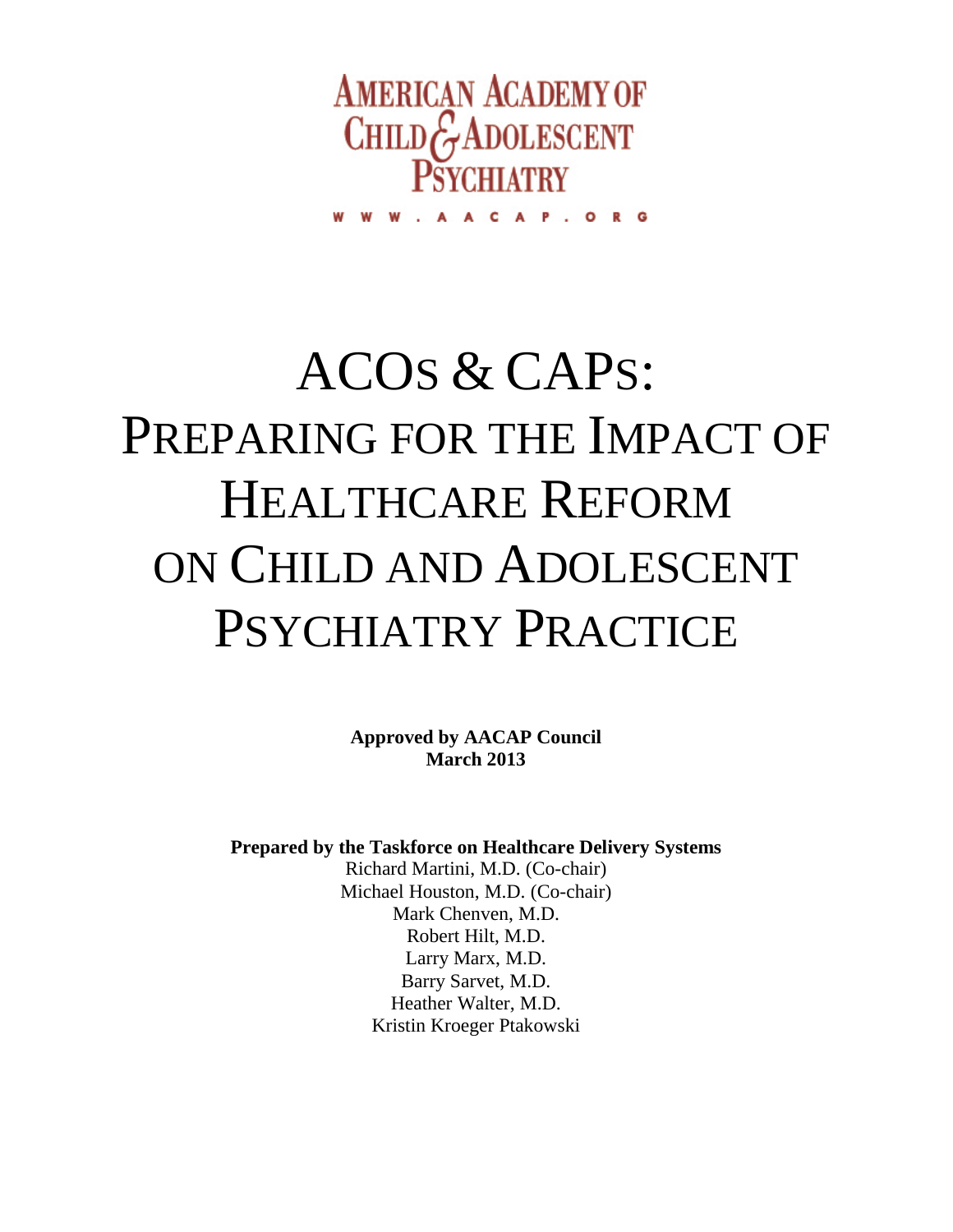AMERICAN ACADEMY OF CHILD & ADOLESCENT PSYCHIATRY

WWW.AACAP.ORG

# ACOs & CAPs: Preparing for the Impact of Healthcare Reform on Child and Adolescent Psychiatry Practice

**Approved by AACAP Council**
**March 2013**

**Prepared by the Taskforce on Healthcare Delivery Systems**

Richard Martini, M.D. (Co-chair)
Michael Houston, M.D. (Co-chair)
Mark Chenven, M.D.
Robert Hilt, M.D.
Larry Marx, M.D.
Barry Sarvet, M.D.
Heather Walter, M.D.
Kristin Kroeger Ptakowski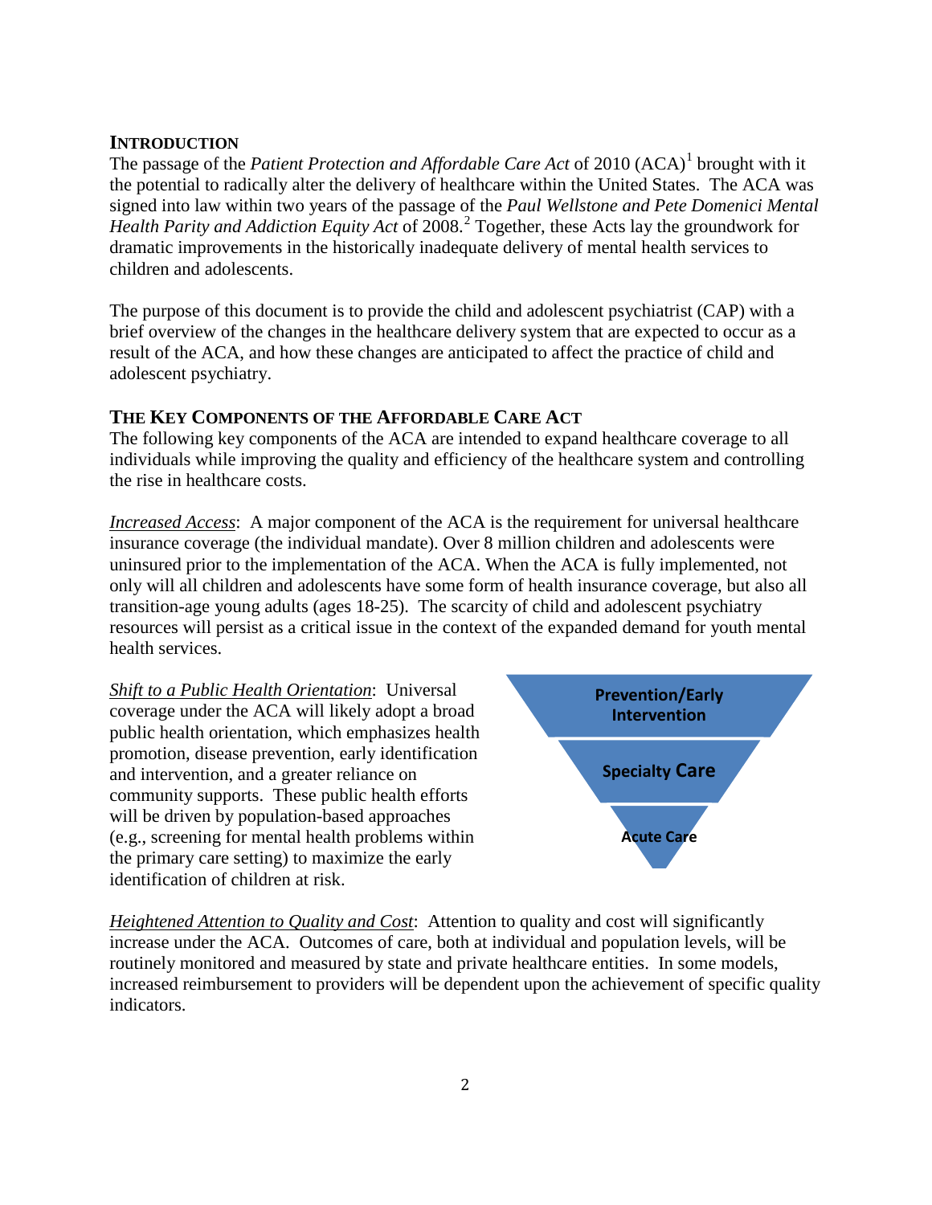## INTRODUCTION

The passage of the *Patient Protection and Affordable Care Act* of 2010 (ACA)[1] brought with it the potential to radically alter the delivery of healthcare within the United States. The ACA was signed into law within two years of the passage of the *Paul Wellstone and Pete Domenici Mental Health Parity and Addiction Equity Act* of 2008.[2] Together, these Acts lay the groundwork for dramatic improvements in the historically inadequate delivery of mental health services to children and adolescents.

The purpose of this document is to provide the child and adolescent psychiatrist (CAP) with a brief overview of the changes in the healthcare delivery system that are expected to occur as a result of the ACA, and how these changes are anticipated to affect the practice of child and adolescent psychiatry.

## THE KEY COMPONENTS OF THE AFFORDABLE CARE ACT

The following key components of the ACA are intended to expand healthcare coverage to all individuals while improving the quality and efficiency of the healthcare system and controlling the rise in healthcare costs.

*Increased Access*: A major component of the ACA is the requirement for universal healthcare insurance coverage (the individual mandate). Over 8 million children and adolescents were uninsured prior to the implementation of the ACA. When the ACA is fully implemented, not only will all children and adolescents have some form of health insurance coverage, but also all transition-age young adults (ages 18-25). The scarcity of child and adolescent psychiatry resources will persist as a critical issue in the context of the expanded demand for youth mental health services.

*Shift to a Public Health Orientation*: Universal coverage under the ACA will likely adopt a broad public health orientation, which emphasizes health promotion, disease prevention, early identification and intervention, and a greater reliance on community supports. These public health efforts will be driven by population-based approaches (e.g., screening for mental health problems within the primary care setting) to maximize the early identification of children at risk.

Prevention/Early Intervention

Specialty Care

Acute Care

*Heightened Attention to Quality and Cost*: Attention to quality and cost will significantly increase under the ACA. Outcomes of care, both at individual and population levels, will be routinely monitored and measured by state and private healthcare entities. In some models, increased reimbursement to providers will be dependent upon the achievement of specific quality indicators.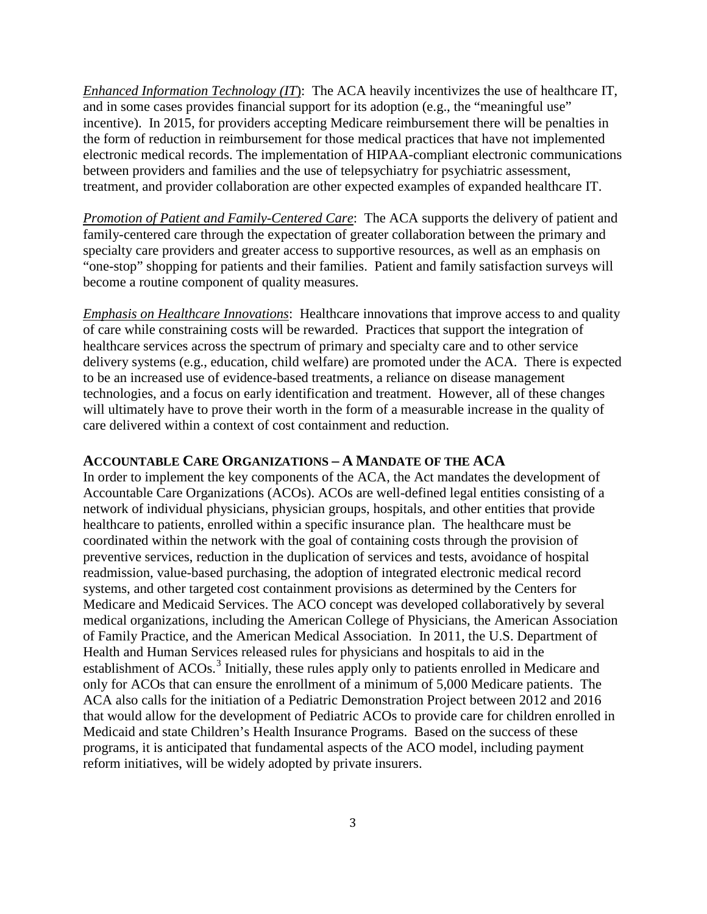*Enhanced Information Technology (IT)*: The ACA heavily incentivizes the use of healthcare IT, and in some cases provides financial support for its adoption (e.g., the "meaningful use" incentive). In 2015, for providers accepting Medicare reimbursement there will be penalties in the form of reduction in reimbursement for those medical practices that have not implemented electronic medical records. The implementation of HIPAA-compliant electronic communications between providers and families and the use of telepsychiatry for psychiatric assessment, treatment, and provider collaboration are other expected examples of expanded healthcare IT.

*Promotion of Patient and Family-Centered Care*: The ACA supports the delivery of patient and family-centered care through the expectation of greater collaboration between the primary and specialty care providers and greater access to supportive resources, as well as an emphasis on "one-stop" shopping for patients and their families. Patient and family satisfaction surveys will become a routine component of quality measures.

*Emphasis on Healthcare Innovations*: Healthcare innovations that improve access to and quality of care while constraining costs will be rewarded. Practices that support the integration of healthcare services across the spectrum of primary and specialty care and to other service delivery systems (e.g., education, child welfare) are promoted under the ACA. There is expected to be an increased use of evidence-based treatments, a reliance on disease management technologies, and a focus on early identification and treatment. However, all of these changes will ultimately have to prove their worth in the form of a measurable increase in the quality of care delivered within a context of cost containment and reduction.

## ACCOUNTABLE CARE ORGANIZATIONS – A MANDATE OF THE ACA

In order to implement the key components of the ACA, the Act mandates the development of Accountable Care Organizations (ACOs). ACOs are well-defined legal entities consisting of a network of individual physicians, physician groups, hospitals, and other entities that provide healthcare to patients, enrolled within a specific insurance plan. The healthcare must be coordinated within the network with the goal of containing costs through the provision of preventive services, reduction in the duplication of services and tests, avoidance of hospital readmission, value-based purchasing, the adoption of integrated electronic medical record systems, and other targeted cost containment provisions as determined by the Centers for Medicare and Medicaid Services. The ACO concept was developed collaboratively by several medical organizations, including the American College of Physicians, the American Association of Family Practice, and the American Medical Association. In 2011, the U.S. Department of Health and Human Services released rules for physicians and hospitals to aid in the establishment of ACOs.[3] Initially, these rules apply only to patients enrolled in Medicare and only for ACOs that can ensure the enrollment of a minimum of 5,000 Medicare patients. The ACA also calls for the initiation of a Pediatric Demonstration Project between 2012 and 2016 that would allow for the development of Pediatric ACOs to provide care for children enrolled in Medicaid and state Children's Health Insurance Programs. Based on the success of these programs, it is anticipated that fundamental aspects of the ACO model, including payment reform initiatives, will be widely adopted by private insurers.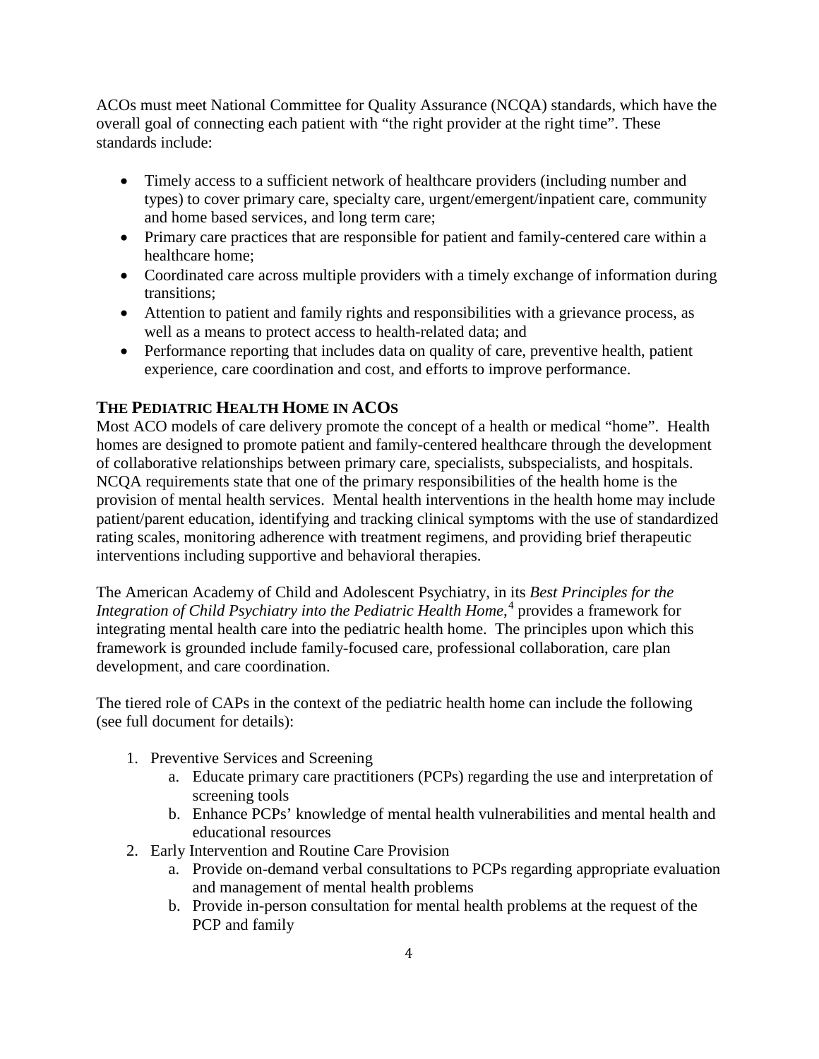ACOs must meet National Committee for Quality Assurance (NCQA) standards, which have the overall goal of connecting each patient with "the right provider at the right time". These standards include:

- Timely access to a sufficient network of healthcare providers (including number and types) to cover primary care, specialty care, urgent/emergent/inpatient care, community and home based services, and long term care;
- Primary care practices that are responsible for patient and family-centered care within a healthcare home;
- Coordinated care across multiple providers with a timely exchange of information during transitions;
- Attention to patient and family rights and responsibilities with a grievance process, as well as a means to protect access to health-related data; and
- Performance reporting that includes data on quality of care, preventive health, patient experience, care coordination and cost, and efforts to improve performance.

## THE PEDIATRIC HEALTH HOME IN ACOS

Most ACO models of care delivery promote the concept of a health or medical "home". Health homes are designed to promote patient and family-centered healthcare through the development of collaborative relationships between primary care, specialists, subspecialists, and hospitals. NCQA requirements state that one of the primary responsibilities of the health home is the provision of mental health services. Mental health interventions in the health home may include patient/parent education, identifying and tracking clinical symptoms with the use of standardized rating scales, monitoring adherence with treatment regimens, and providing brief therapeutic interventions including supportive and behavioral therapies.

The American Academy of Child and Adolescent Psychiatry, in its *Best Principles for the Integration of Child Psychiatry into the Pediatric Health Home,*[4] provides a framework for integrating mental health care into the pediatric health home. The principles upon which this framework is grounded include family-focused care, professional collaboration, care plan development, and care coordination.

The tiered role of CAPs in the context of the pediatric health home can include the following (see full document for details):

1. Preventive Services and Screening
   a. Educate primary care practitioners (PCPs) regarding the use and interpretation of screening tools
   b. Enhance PCPs' knowledge of mental health vulnerabilities and mental health and educational resources
2. Early Intervention and Routine Care Provision
   a. Provide on-demand verbal consultations to PCPs regarding appropriate evaluation and management of mental health problems
   b. Provide in-person consultation for mental health problems at the request of the PCP and family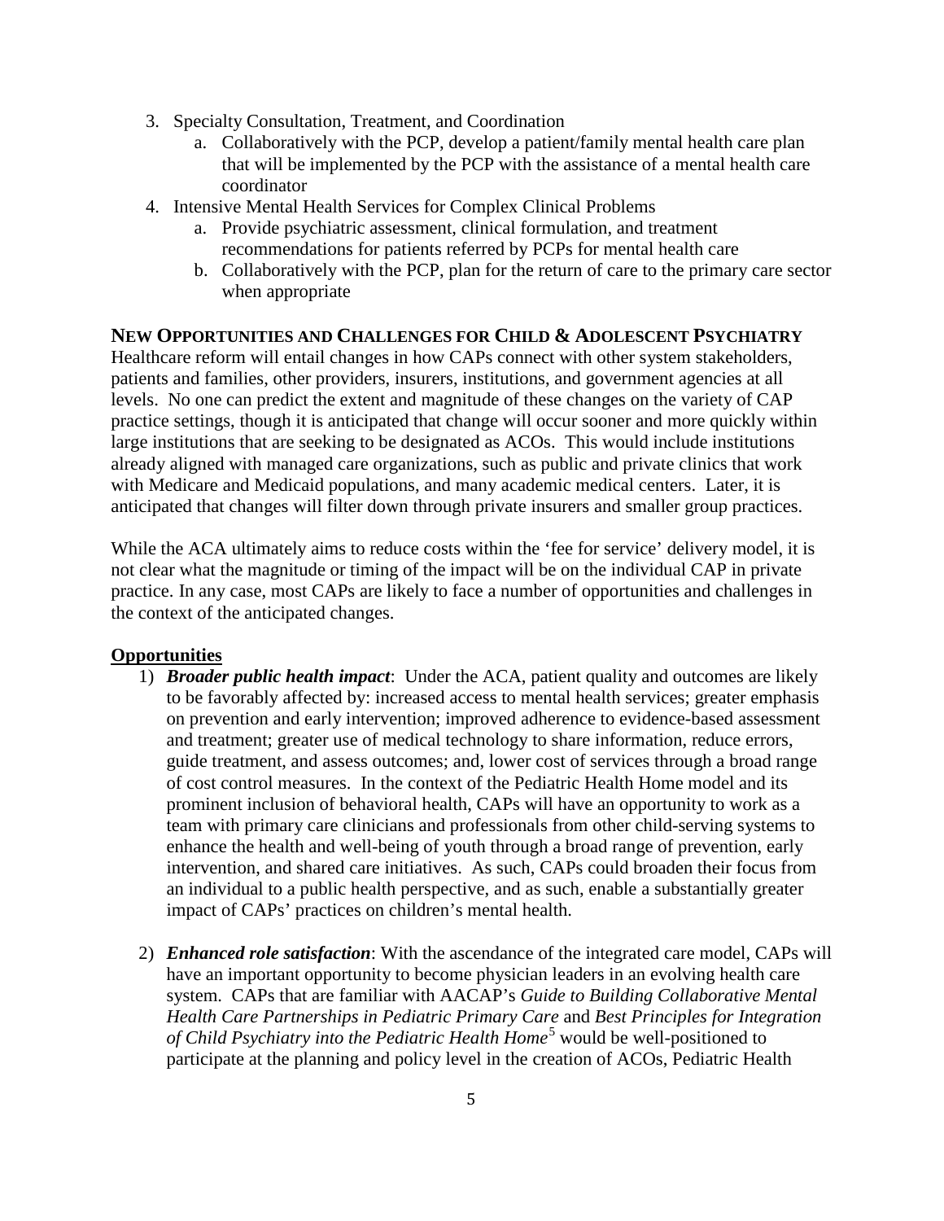3. Specialty Consultation, Treatment, and Coordination
    a. Collaboratively with the PCP, develop a patient/family mental health care plan that will be implemented by the PCP with the assistance of a mental health care coordinator
4. Intensive Mental Health Services for Complex Clinical Problems
    a. Provide psychiatric assessment, clinical formulation, and treatment recommendations for patients referred by PCPs for mental health care
    b. Collaboratively with the PCP, plan for the return of care to the primary care sector when appropriate

## NEW OPPORTUNITIES AND CHALLENGES FOR CHILD & ADOLESCENT PSYCHIATRY

Healthcare reform will entail changes in how CAPs connect with other system stakeholders, patients and families, other providers, insurers, institutions, and government agencies at all levels. No one can predict the extent and magnitude of these changes on the variety of CAP practice settings, though it is anticipated that change will occur sooner and more quickly within large institutions that are seeking to be designated as ACOs. This would include institutions already aligned with managed care organizations, such as public and private clinics that work with Medicare and Medicaid populations, and many academic medical centers. Later, it is anticipated that changes will filter down through private insurers and smaller group practices.

While the ACA ultimately aims to reduce costs within the 'fee for service' delivery model, it is not clear what the magnitude or timing of the impact will be on the individual CAP in private practice. In any case, most CAPs are likely to face a number of opportunities and challenges in the context of the anticipated changes.

### Opportunities

1) ***Broader public health impact***: Under the ACA, patient quality and outcomes are likely to be favorably affected by: increased access to mental health services; greater emphasis on prevention and early intervention; improved adherence to evidence-based assessment and treatment; greater use of medical technology to share information, reduce errors, guide treatment, and assess outcomes; and, lower cost of services through a broad range of cost control measures. In the context of the Pediatric Health Home model and its prominent inclusion of behavioral health, CAPs will have an opportunity to work as a team with primary care clinicians and professionals from other child-serving systems to enhance the health and well-being of youth through a broad range of prevention, early intervention, and shared care initiatives. As such, CAPs could broaden their focus from an individual to a public health perspective, and as such, enable a substantially greater impact of CAPs' practices on children's mental health.

2) ***Enhanced role satisfaction***: With the ascendance of the integrated care model, CAPs will have an important opportunity to become physician leaders in an evolving health care system. CAPs that are familiar with AACAP's *Guide to Building Collaborative Mental Health Care Partnerships in Pediatric Primary Care* and *Best Principles for Integration of Child Psychiatry into the Pediatric Health Home*[5] would be well-positioned to participate at the planning and policy level in the creation of ACOs, Pediatric Health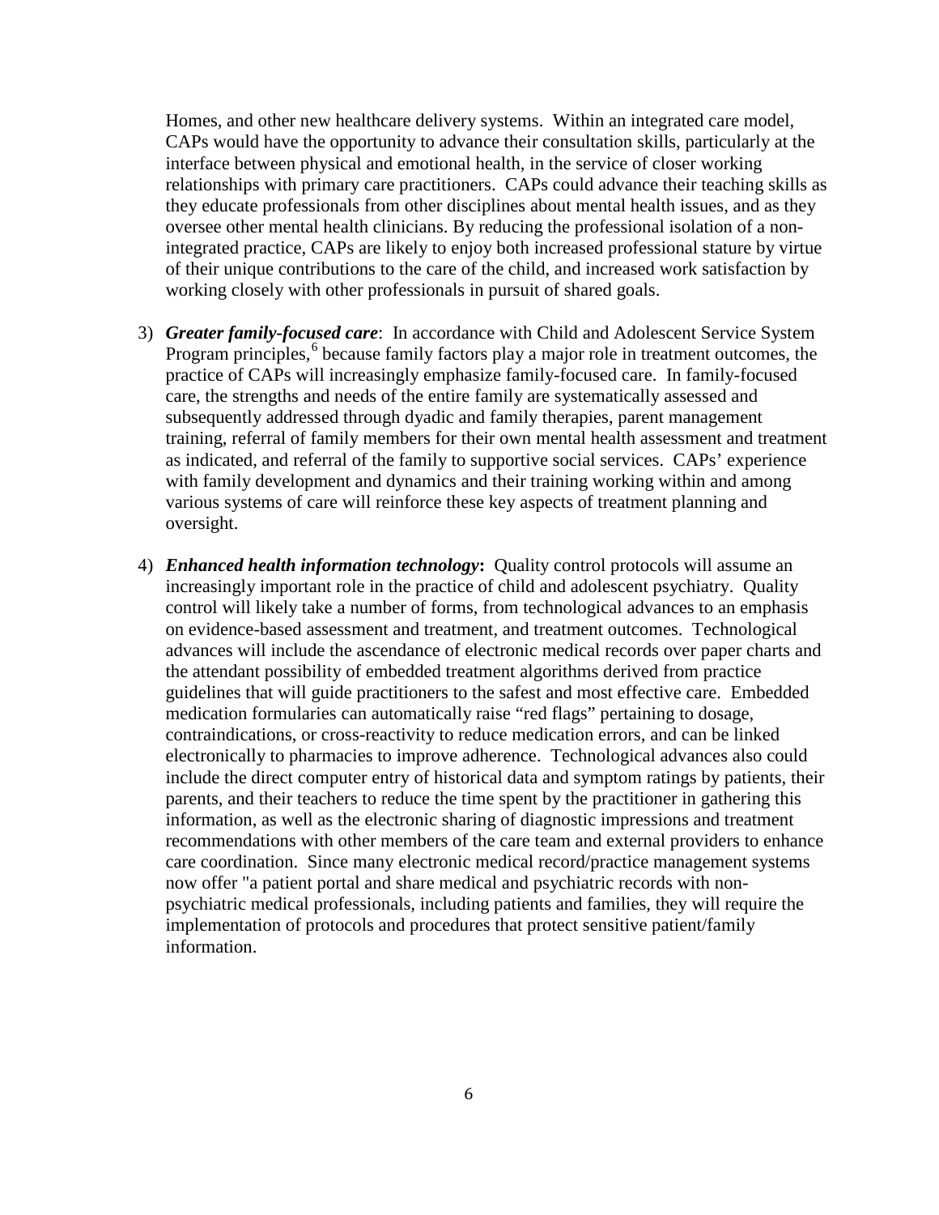Homes, and other new healthcare delivery systems. Within an integrated care model, CAPs would have the opportunity to advance their consultation skills, particularly at the interface between physical and emotional health, in the service of closer working relationships with primary care practitioners. CAPs could advance their teaching skills as they educate professionals from other disciplines about mental health issues, and as they oversee other mental health clinicians. By reducing the professional isolation of a non-integrated practice, CAPs are likely to enjoy both increased professional stature by virtue of their unique contributions to the care of the child, and increased work satisfaction by working closely with other professionals in pursuit of shared goals.

3) ***Greater family-focused care***: In accordance with Child and Adolescent Service System Program principles,[6] because family factors play a major role in treatment outcomes, the practice of CAPs will increasingly emphasize family-focused care. In family-focused care, the strengths and needs of the entire family are systematically assessed and subsequently addressed through dyadic and family therapies, parent management training, referral of family members for their own mental health assessment and treatment as indicated, and referral of the family to supportive social services. CAPs' experience with family development and dynamics and their training working within and among various systems of care will reinforce these key aspects of treatment planning and oversight.

4) ***Enhanced health information technology*****:** Quality control protocols will assume an increasingly important role in the practice of child and adolescent psychiatry. Quality control will likely take a number of forms, from technological advances to an emphasis on evidence-based assessment and treatment, and treatment outcomes. Technological advances will include the ascendance of electronic medical records over paper charts and the attendant possibility of embedded treatment algorithms derived from practice guidelines that will guide practitioners to the safest and most effective care. Embedded medication formularies can automatically raise "red flags" pertaining to dosage, contraindications, or cross-reactivity to reduce medication errors, and can be linked electronically to pharmacies to improve adherence. Technological advances also could include the direct computer entry of historical data and symptom ratings by patients, their parents, and their teachers to reduce the time spent by the practitioner in gathering this information, as well as the electronic sharing of diagnostic impressions and treatment recommendations with other members of the care team and external providers to enhance care coordination. Since many electronic medical record/practice management systems now offer "a patient portal and share medical and psychiatric records with non-psychiatric medical professionals, including patients and families, they will require the implementation of protocols and procedures that protect sensitive patient/family information.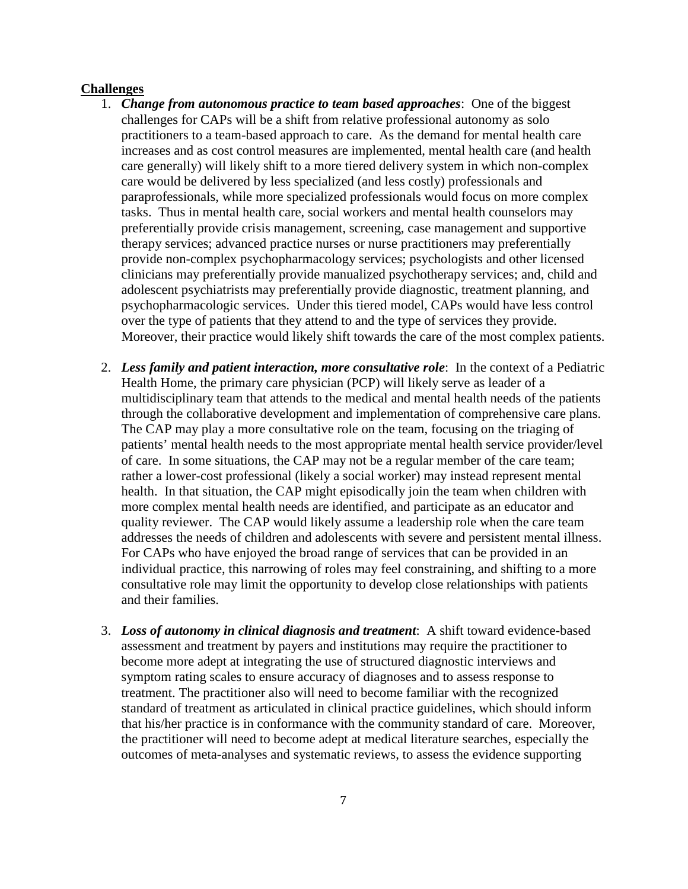**Challenges**

1. ***Change from autonomous practice to team based approaches***: One of the biggest challenges for CAPs will be a shift from relative professional autonomy as solo practitioners to a team-based approach to care. As the demand for mental health care increases and as cost control measures are implemented, mental health care (and health care generally) will likely shift to a more tiered delivery system in which non-complex care would be delivered by less specialized (and less costly) professionals and paraprofessionals, while more specialized professionals would focus on more complex tasks. Thus in mental health care, social workers and mental health counselors may preferentially provide crisis management, screening, case management and supportive therapy services; advanced practice nurses or nurse practitioners may preferentially provide non-complex psychopharmacology services; psychologists and other licensed clinicians may preferentially provide manualized psychotherapy services; and, child and adolescent psychiatrists may preferentially provide diagnostic, treatment planning, and psychopharmacologic services. Under this tiered model, CAPs would have less control over the type of patients that they attend to and the type of services they provide. Moreover, their practice would likely shift towards the care of the most complex patients.

2. ***Less family and patient interaction, more consultative role***: In the context of a Pediatric Health Home, the primary care physician (PCP) will likely serve as leader of a multidisciplinary team that attends to the medical and mental health needs of the patients through the collaborative development and implementation of comprehensive care plans. The CAP may play a more consultative role on the team, focusing on the triaging of patients' mental health needs to the most appropriate mental health service provider/level of care. In some situations, the CAP may not be a regular member of the care team; rather a lower-cost professional (likely a social worker) may instead represent mental health. In that situation, the CAP might episodically join the team when children with more complex mental health needs are identified, and participate as an educator and quality reviewer. The CAP would likely assume a leadership role when the care team addresses the needs of children and adolescents with severe and persistent mental illness. For CAPs who have enjoyed the broad range of services that can be provided in an individual practice, this narrowing of roles may feel constraining, and shifting to a more consultative role may limit the opportunity to develop close relationships with patients and their families.

3. ***Loss of autonomy in clinical diagnosis and treatment***: A shift toward evidence-based assessment and treatment by payers and institutions may require the practitioner to become more adept at integrating the use of structured diagnostic interviews and symptom rating scales to ensure accuracy of diagnoses and to assess response to treatment. The practitioner also will need to become familiar with the recognized standard of treatment as articulated in clinical practice guidelines, which should inform that his/her practice is in conformance with the community standard of care. Moreover, the practitioner will need to become adept at medical literature searches, especially the outcomes of meta-analyses and systematic reviews, to assess the evidence supporting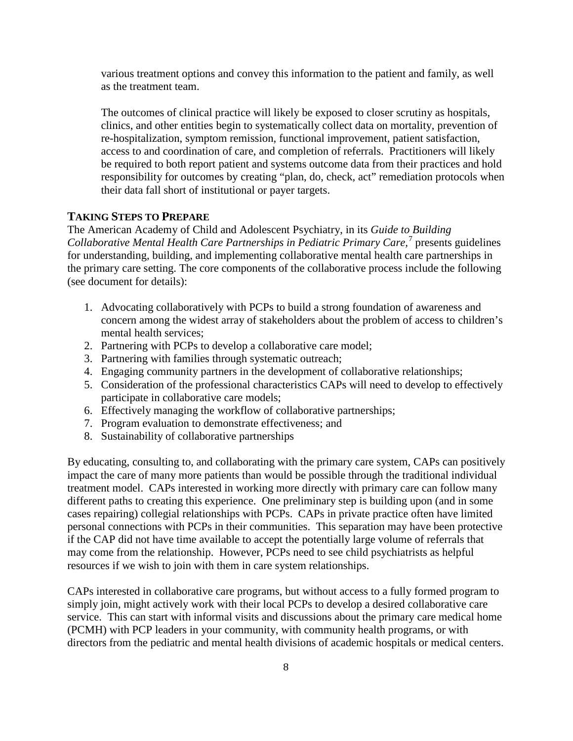various treatment options and convey this information to the patient and family, as well as the treatment team.

The outcomes of clinical practice will likely be exposed to closer scrutiny as hospitals, clinics, and other entities begin to systematically collect data on mortality, prevention of re-hospitalization, symptom remission, functional improvement, patient satisfaction, access to and coordination of care, and completion of referrals. Practitioners will likely be required to both report patient and systems outcome data from their practices and hold responsibility for outcomes by creating "plan, do, check, act" remediation protocols when their data fall short of institutional or payer targets.

## TAKING STEPS TO PREPARE

The American Academy of Child and Adolescent Psychiatry, in its *Guide to Building Collaborative Mental Health Care Partnerships in Pediatric Primary Care,*[7] presents guidelines for understanding, building, and implementing collaborative mental health care partnerships in the primary care setting. The core components of the collaborative process include the following (see document for details):

1. Advocating collaboratively with PCPs to build a strong foundation of awareness and concern among the widest array of stakeholders about the problem of access to children's mental health services;
2. Partnering with PCPs to develop a collaborative care model;
3. Partnering with families through systematic outreach;
4. Engaging community partners in the development of collaborative relationships;
5. Consideration of the professional characteristics CAPs will need to develop to effectively participate in collaborative care models;
6. Effectively managing the workflow of collaborative partnerships;
7. Program evaluation to demonstrate effectiveness; and
8. Sustainability of collaborative partnerships

By educating, consulting to, and collaborating with the primary care system, CAPs can positively impact the care of many more patients than would be possible through the traditional individual treatment model. CAPs interested in working more directly with primary care can follow many different paths to creating this experience. One preliminary step is building upon (and in some cases repairing) collegial relationships with PCPs. CAPs in private practice often have limited personal connections with PCPs in their communities. This separation may have been protective if the CAP did not have time available to accept the potentially large volume of referrals that may come from the relationship. However, PCPs need to see child psychiatrists as helpful resources if we wish to join with them in care system relationships.

CAPs interested in collaborative care programs, but without access to a fully formed program to simply join, might actively work with their local PCPs to develop a desired collaborative care service. This can start with informal visits and discussions about the primary care medical home (PCMH) with PCP leaders in your community, with community health programs, or with directors from the pediatric and mental health divisions of academic hospitals or medical centers.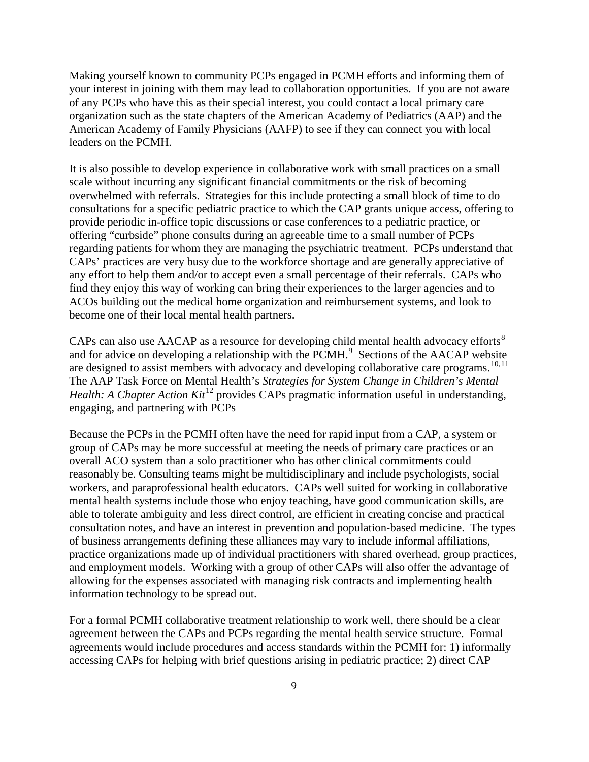Making yourself known to community PCPs engaged in PCMH efforts and informing them of your interest in joining with them may lead to collaboration opportunities. If you are not aware of any PCPs who have this as their special interest, you could contact a local primary care organization such as the state chapters of the American Academy of Pediatrics (AAP) and the American Academy of Family Physicians (AAFP) to see if they can connect you with local leaders on the PCMH.

It is also possible to develop experience in collaborative work with small practices on a small scale without incurring any significant financial commitments or the risk of becoming overwhelmed with referrals. Strategies for this include protecting a small block of time to do consultations for a specific pediatric practice to which the CAP grants unique access, offering to provide periodic in-office topic discussions or case conferences to a pediatric practice, or offering "curbside" phone consults during an agreeable time to a small number of PCPs regarding patients for whom they are managing the psychiatric treatment. PCPs understand that CAPs' practices are very busy due to the workforce shortage and are generally appreciative of any effort to help them and/or to accept even a small percentage of their referrals. CAPs who find they enjoy this way of working can bring their experiences to the larger agencies and to ACOs building out the medical home organization and reimbursement systems, and look to become one of their local mental health partners.

CAPs can also use AACAP as a resource for developing child mental health advocacy efforts[8] and for advice on developing a relationship with the PCMH.[9] Sections of the AACAP website are designed to assist members with advocacy and developing collaborative care programs.[10,11] The AAP Task Force on Mental Health's *Strategies for System Change in Children's Mental Health: A Chapter Action Kit*[12] provides CAPs pragmatic information useful in understanding, engaging, and partnering with PCPs

Because the PCPs in the PCMH often have the need for rapid input from a CAP, a system or group of CAPs may be more successful at meeting the needs of primary care practices or an overall ACO system than a solo practitioner who has other clinical commitments could reasonably be. Consulting teams might be multidisciplinary and include psychologists, social workers, and paraprofessional health educators. CAPs well suited for working in collaborative mental health systems include those who enjoy teaching, have good communication skills, are able to tolerate ambiguity and less direct control, are efficient in creating concise and practical consultation notes, and have an interest in prevention and population-based medicine. The types of business arrangements defining these alliances may vary to include informal affiliations, practice organizations made up of individual practitioners with shared overhead, group practices, and employment models. Working with a group of other CAPs will also offer the advantage of allowing for the expenses associated with managing risk contracts and implementing health information technology to be spread out.

For a formal PCMH collaborative treatment relationship to work well, there should be a clear agreement between the CAPs and PCPs regarding the mental health service structure. Formal agreements would include procedures and access standards within the PCMH for: 1) informally accessing CAPs for helping with brief questions arising in pediatric practice; 2) direct CAP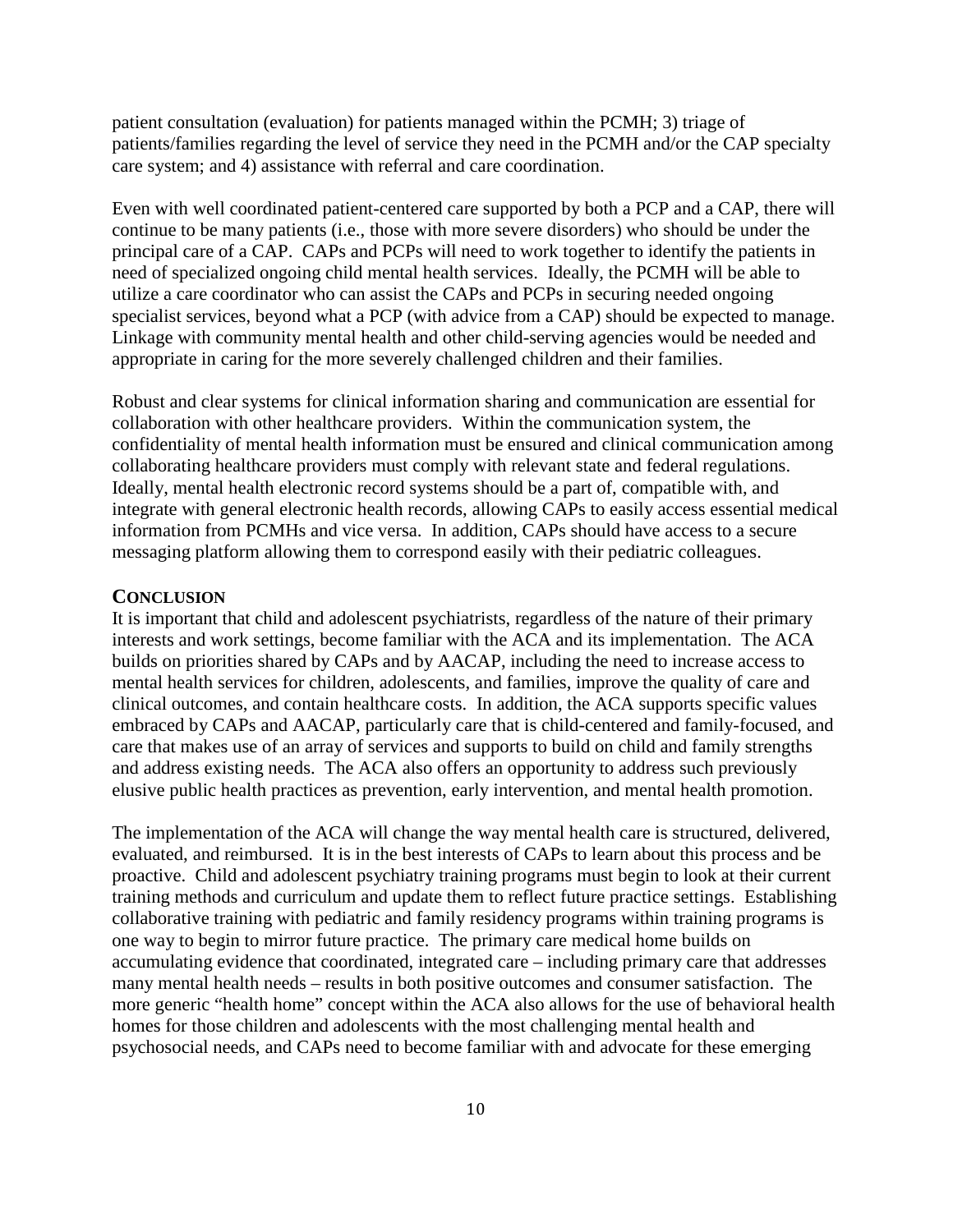patient consultation (evaluation) for patients managed within the PCMH; 3) triage of patients/families regarding the level of service they need in the PCMH and/or the CAP specialty care system; and 4) assistance with referral and care coordination.

Even with well coordinated patient-centered care supported by both a PCP and a CAP, there will continue to be many patients (i.e., those with more severe disorders) who should be under the principal care of a CAP. CAPs and PCPs will need to work together to identify the patients in need of specialized ongoing child mental health services. Ideally, the PCMH will be able to utilize a care coordinator who can assist the CAPs and PCPs in securing needed ongoing specialist services, beyond what a PCP (with advice from a CAP) should be expected to manage. Linkage with community mental health and other child-serving agencies would be needed and appropriate in caring for the more severely challenged children and their families.

Robust and clear systems for clinical information sharing and communication are essential for collaboration with other healthcare providers. Within the communication system, the confidentiality of mental health information must be ensured and clinical communication among collaborating healthcare providers must comply with relevant state and federal regulations. Ideally, mental health electronic record systems should be a part of, compatible with, and integrate with general electronic health records, allowing CAPs to easily access essential medical information from PCMHs and vice versa. In addition, CAPs should have access to a secure messaging platform allowing them to correspond easily with their pediatric colleagues.

## Conclusion

It is important that child and adolescent psychiatrists, regardless of the nature of their primary interests and work settings, become familiar with the ACA and its implementation. The ACA builds on priorities shared by CAPs and by AACAP, including the need to increase access to mental health services for children, adolescents, and families, improve the quality of care and clinical outcomes, and contain healthcare costs. In addition, the ACA supports specific values embraced by CAPs and AACAP, particularly care that is child-centered and family-focused, and care that makes use of an array of services and supports to build on child and family strengths and address existing needs. The ACA also offers an opportunity to address such previously elusive public health practices as prevention, early intervention, and mental health promotion.

The implementation of the ACA will change the way mental health care is structured, delivered, evaluated, and reimbursed. It is in the best interests of CAPs to learn about this process and be proactive. Child and adolescent psychiatry training programs must begin to look at their current training methods and curriculum and update them to reflect future practice settings. Establishing collaborative training with pediatric and family residency programs within training programs is one way to begin to mirror future practice. The primary care medical home builds on accumulating evidence that coordinated, integrated care – including primary care that addresses many mental health needs – results in both positive outcomes and consumer satisfaction. The more generic "health home" concept within the ACA also allows for the use of behavioral health homes for those children and adolescents with the most challenging mental health and psychosocial needs, and CAPs need to become familiar with and advocate for these emerging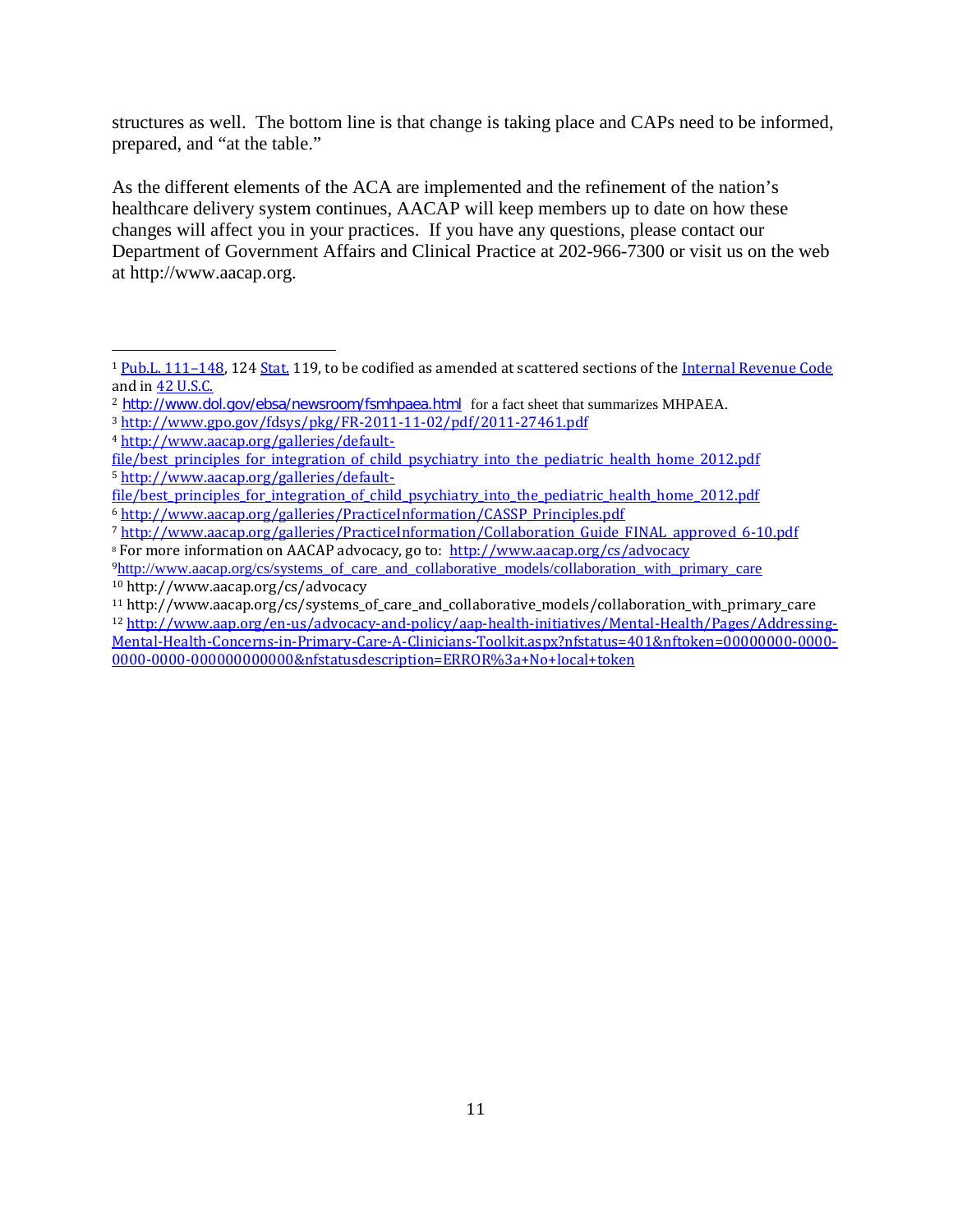structures as well. The bottom line is that change is taking place and CAPs need to be informed, prepared, and "at the table."

As the different elements of the ACA are implemented and the refinement of the nation's healthcare delivery system continues, AACAP will keep members up to date on how these changes will affect you in your practices. If you have any questions, please contact our Department of Government Affairs and Clinical Practice at 202-966-7300 or visit us on the web at http://www.aacap.org.

---

[1] Pub.L. 111–148, 124 Stat. 119, to be codified as amended at scattered sections of the Internal Revenue Code and in 42 U.S.C.

[2] http://www.dol.gov/ebsa/newsroom/fsmhpaea.html for a fact sheet that summarizes MHPAEA.

[3] http://www.gpo.gov/fdsys/pkg/FR-2011-11-02/pdf/2011-27461.pdf

[4] http://www.aacap.org/galleries/default-file/best_principles_for_integration_of_child_psychiatry_into_the_pediatric_health_home_2012.pdf

[5] http://www.aacap.org/galleries/default-file/best_principles_for_integration_of_child_psychiatry_into_the_pediatric_health_home_2012.pdf

[6] http://www.aacap.org/galleries/PracticeInformation/CASSP_Principles.pdf

[7] http://www.aacap.org/galleries/PracticeInformation/Collaboration_Guide_FINAL_approved_6-10.pdf

[8] For more information on AACAP advocacy, go to: http://www.aacap.org/cs/advocacy

[9] http://www.aacap.org/cs/systems_of_care_and_collaborative_models/collaboration_with_primary_care

[10] http://www.aacap.org/cs/advocacy

[11] http://www.aacap.org/cs/systems_of_care_and_collaborative_models/collaboration_with_primary_care

[12] http://www.aap.org/en-us/advocacy-and-policy/aap-health-initiatives/Mental-Health/Pages/Addressing-Mental-Health-Concerns-in-Primary-Care-A-Clinicians-Toolkit.aspx?nfstatus=401&nftoken=00000000-0000-0000-0000-000000000000&nfstatusdescription=ERROR%3a+No+local+token